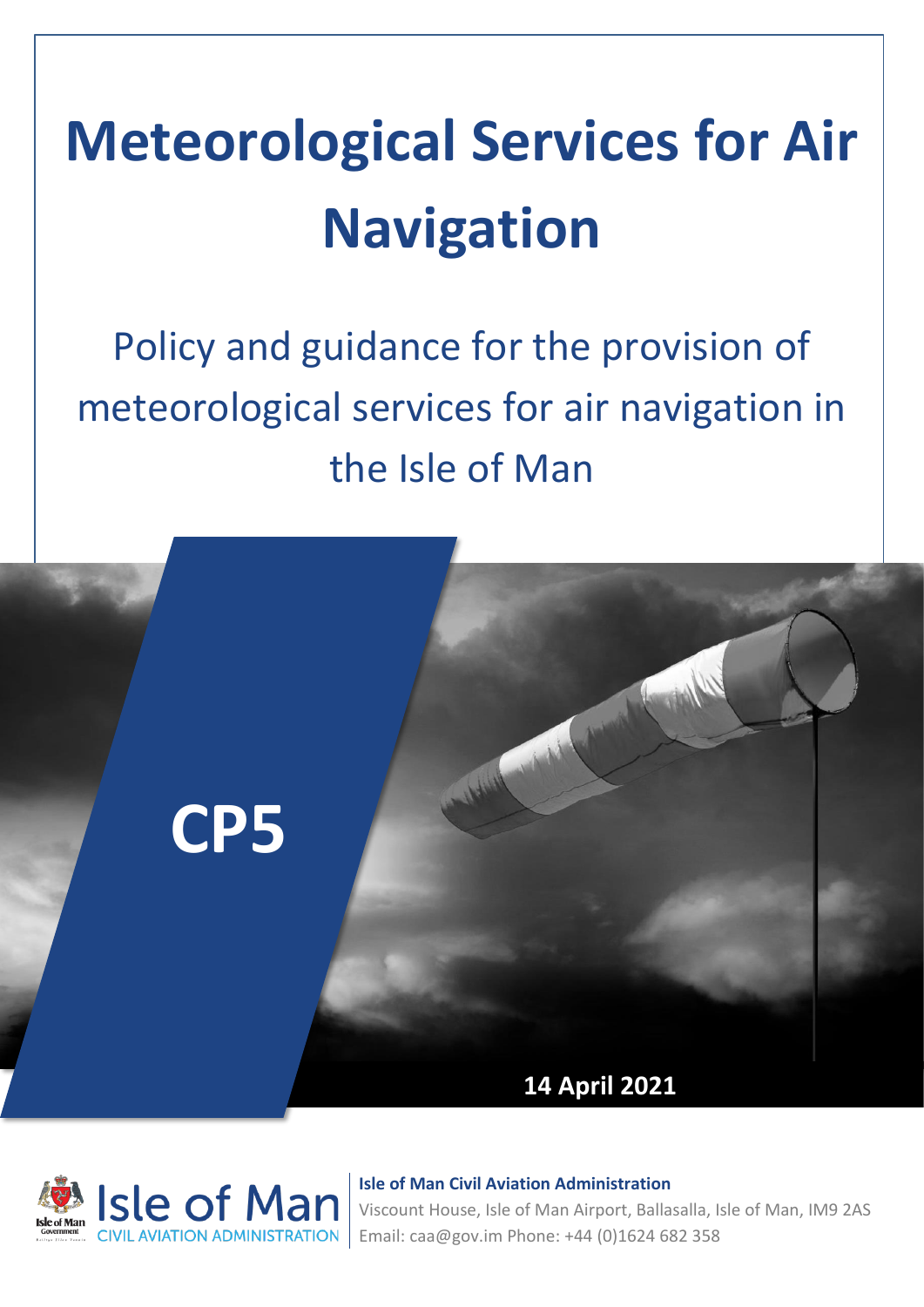# Meteorological Services for Air Navigation

Policy and guidance for the provision of meteorological services for air navigation in the Isle of Man

**CP5**

**14 April 2021**

Isle of Man CIVIL AVIATION ADMINISTRATION

**Isle of Man Civil Aviation Administration**

Viscount House, Isle of Man Airport, Ballasalla, Isle of Man, IM9 2AS

Email: caa@gov.im Phone: +44 (0)1624 682 358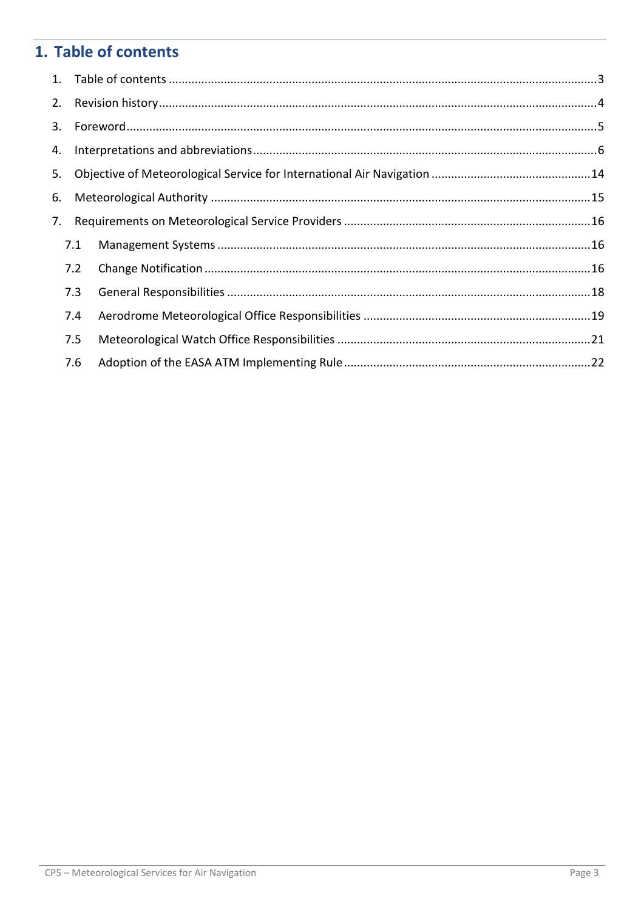# 1. Table of contents

1. Table of contents ....................................................................................................................................3
2. Revision history .......................................................................................................................................4
3. Foreword .................................................................................................................................................5
4. Interpretations and abbreviations ...........................................................................................................6
5. Objective of Meteorological Service for International Air Navigation ..................................................14
6. Meteorological Authority ......................................................................................................................15
7. Requirements on Meteorological Service Providers .............................................................................16
   - 7.1 Management Systems ...................................................................................................................16
   - 7.2 Change Notification .......................................................................................................................16
   - 7.3 General Responsibilities ................................................................................................................18
   - 7.4 Aerodrome Meteorological Office Responsibilities .......................................................................19
   - 7.5 Meteorological Watch Office Responsibilities ...............................................................................21
   - 7.6 Adoption of the EASA ATM Implementing Rule .............................................................................22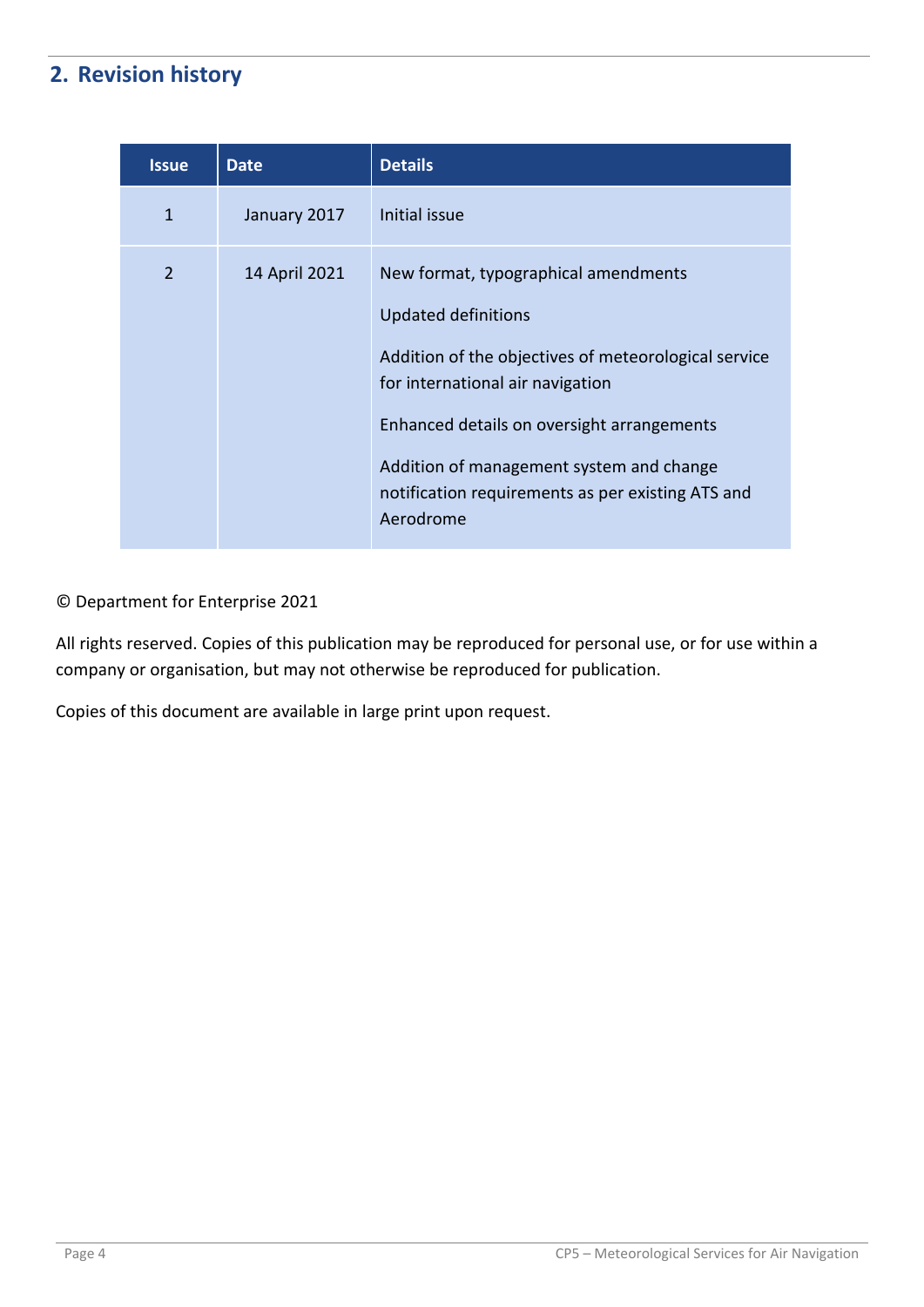## 2. Revision history

| Issue | Date | Details |
|---|---|---|
| 1 | January 2017 | Initial issue |
| 2 | 14 April 2021 | New format, typographical amendments<br><br>Updated definitions<br><br>Addition of the objectives of meteorological service for international air navigation<br><br>Enhanced details on oversight arrangements<br><br>Addition of management system and change notification requirements as per existing ATS and Aerodrome |

© Department for Enterprise 2021

All rights reserved. Copies of this publication may be reproduced for personal use, or for use within a company or organisation, but may not otherwise be reproduced for publication.

Copies of this document are available in large print upon request.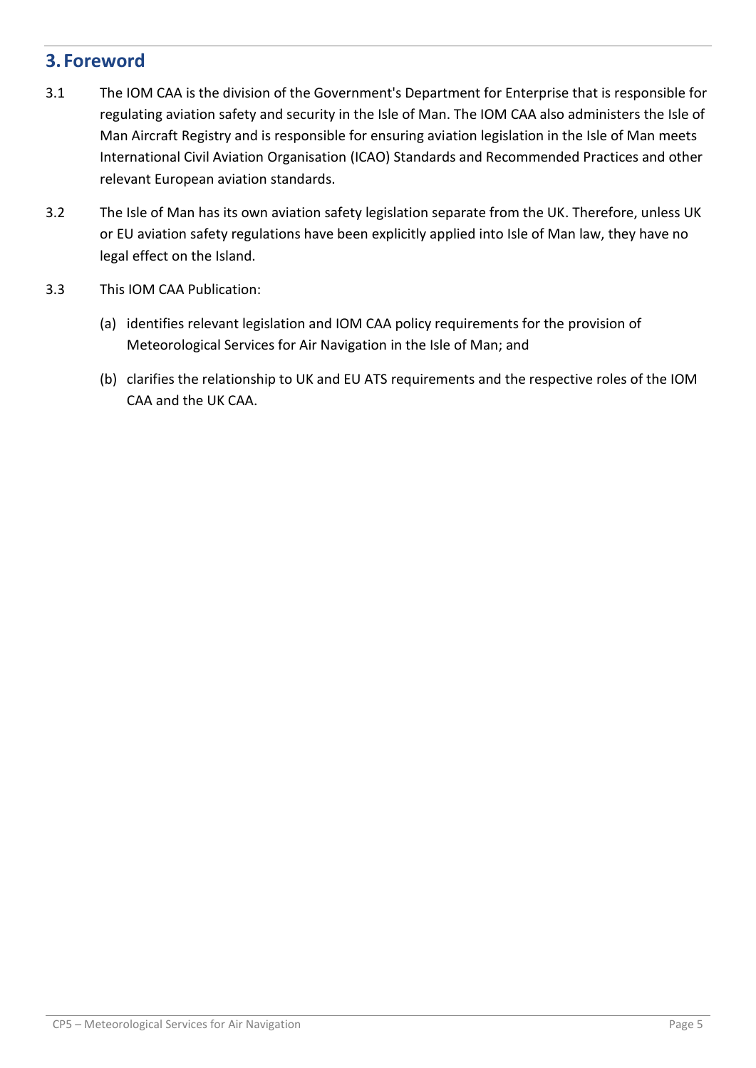## 3. Foreword

3.1 The IOM CAA is the division of the Government's Department for Enterprise that is responsible for regulating aviation safety and security in the Isle of Man. The IOM CAA also administers the Isle of Man Aircraft Registry and is responsible for ensuring aviation legislation in the Isle of Man meets International Civil Aviation Organisation (ICAO) Standards and Recommended Practices and other relevant European aviation standards.

3.2 The Isle of Man has its own aviation safety legislation separate from the UK. Therefore, unless UK or EU aviation safety regulations have been explicitly applied into Isle of Man law, they have no legal effect on the Island.

3.3 This IOM CAA Publication:

(a) identifies relevant legislation and IOM CAA policy requirements for the provision of Meteorological Services for Air Navigation in the Isle of Man; and

(b) clarifies the relationship to UK and EU ATS requirements and the respective roles of the IOM CAA and the UK CAA.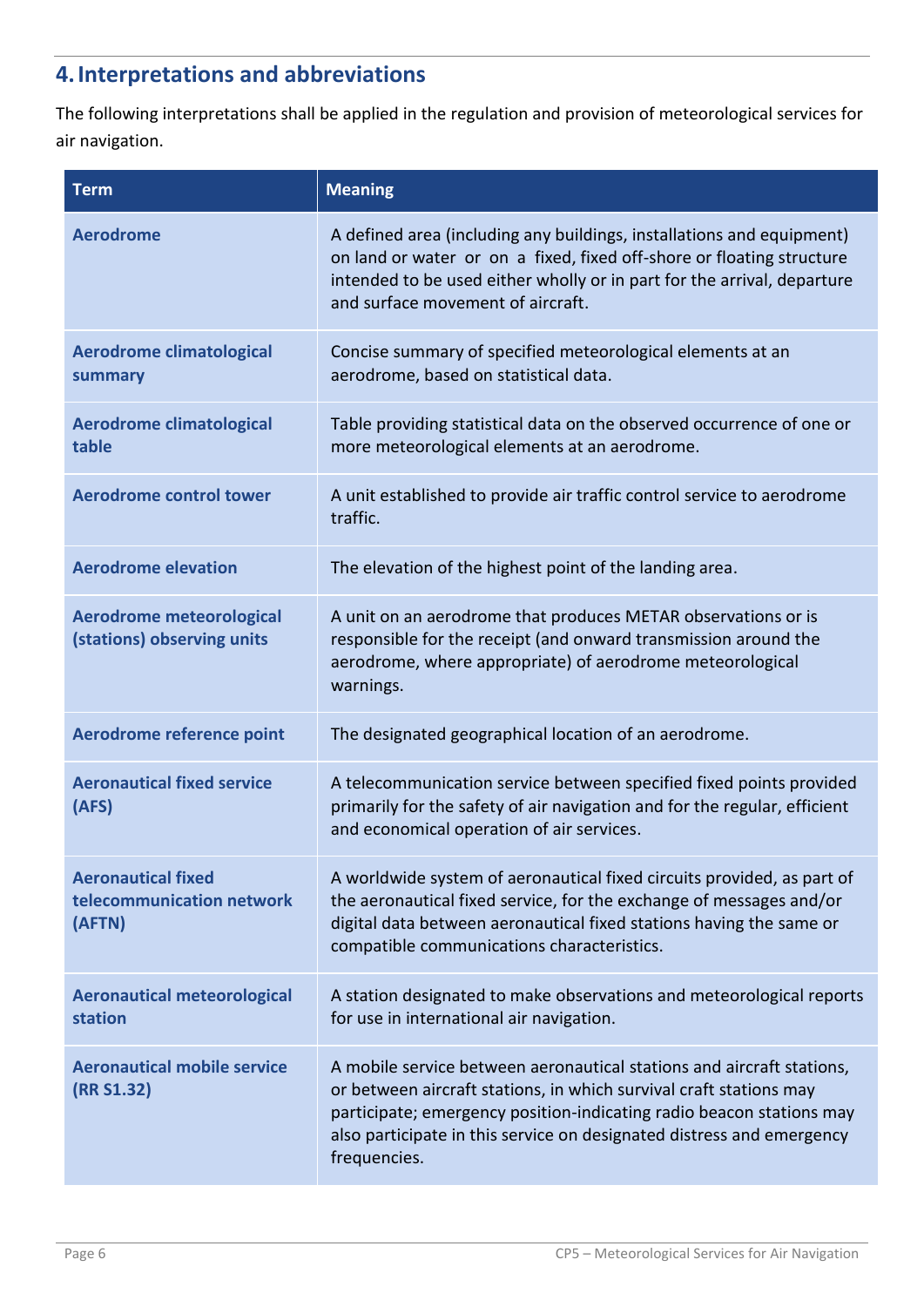## 4. Interpretations and abbreviations

The following interpretations shall be applied in the regulation and provision of meteorological services for air navigation.

| Term | Meaning |
|---|---|
| **Aerodrome** | A defined area (including any buildings, installations and equipment) on land or water or on a fixed, fixed off-shore or floating structure intended to be used either wholly or in part for the arrival, departure and surface movement of aircraft. |
| **Aerodrome climatological summary** | Concise summary of specified meteorological elements at an aerodrome, based on statistical data. |
| **Aerodrome climatological table** | Table providing statistical data on the observed occurrence of one or more meteorological elements at an aerodrome. |
| **Aerodrome control tower** | A unit established to provide air traffic control service to aerodrome traffic. |
| **Aerodrome elevation** | The elevation of the highest point of the landing area. |
| **Aerodrome meteorological (stations) observing units** | A unit on an aerodrome that produces METAR observations or is responsible for the receipt (and onward transmission around the aerodrome, where appropriate) of aerodrome meteorological warnings. |
| **Aerodrome reference point** | The designated geographical location of an aerodrome. |
| **Aeronautical fixed service (AFS)** | A telecommunication service between specified fixed points provided primarily for the safety of air navigation and for the regular, efficient and economical operation of air services. |
| **Aeronautical fixed telecommunication network (AFTN)** | A worldwide system of aeronautical fixed circuits provided, as part of the aeronautical fixed service, for the exchange of messages and/or digital data between aeronautical fixed stations having the same or compatible communications characteristics. |
| **Aeronautical meteorological station** | A station designated to make observations and meteorological reports for use in international air navigation. |
| **Aeronautical mobile service (RR S1.32)** | A mobile service between aeronautical stations and aircraft stations, or between aircraft stations, in which survival craft stations may participate; emergency position-indicating radio beacon stations may also participate in this service on designated distress and emergency frequencies. |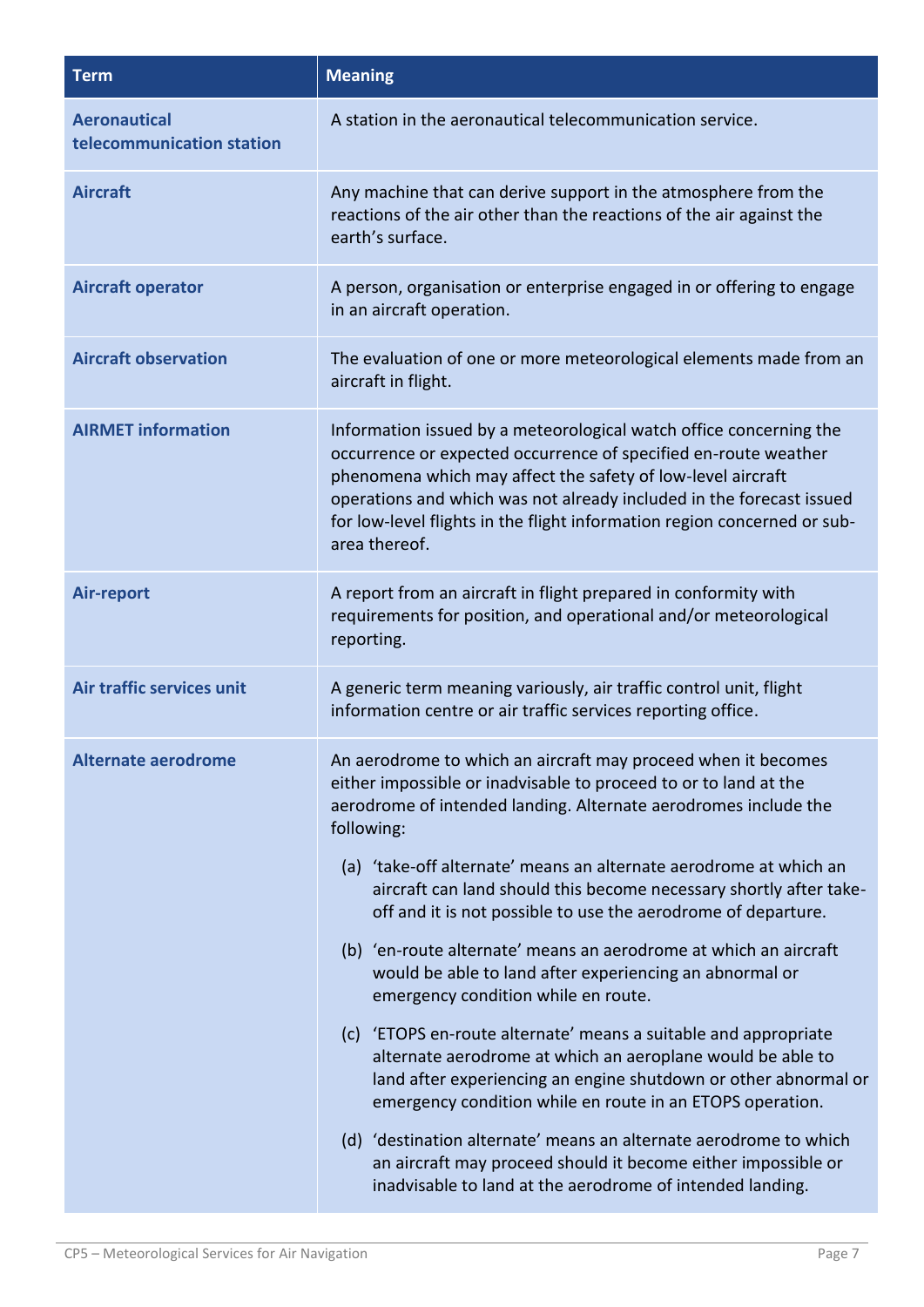| Term | Meaning |
| --- | --- |
| **Aeronautical telecommunication station** | A station in the aeronautical telecommunication service. |
| **Aircraft** | Any machine that can derive support in the atmosphere from the reactions of the air other than the reactions of the air against the earth's surface. |
| **Aircraft operator** | A person, organisation or enterprise engaged in or offering to engage in an aircraft operation. |
| **Aircraft observation** | The evaluation of one or more meteorological elements made from an aircraft in flight. |
| **AIRMET information** | Information issued by a meteorological watch office concerning the occurrence or expected occurrence of specified en-route weather phenomena which may affect the safety of low-level aircraft operations and which was not already included in the forecast issued for low-level flights in the flight information region concerned or sub-area thereof. |
| **Air-report** | A report from an aircraft in flight prepared in conformity with requirements for position, and operational and/or meteorological reporting. |
| **Air traffic services unit** | A generic term meaning variously, air traffic control unit, flight information centre or air traffic services reporting office. |
| **Alternate aerodrome** | An aerodrome to which an aircraft may proceed when it becomes either impossible or inadvisable to proceed to or to land at the aerodrome of intended landing. Alternate aerodromes include the following:<br>(a) 'take-off alternate' means an alternate aerodrome at which an aircraft can land should this become necessary shortly after take-off and it is not possible to use the aerodrome of departure.<br>(b) 'en-route alternate' means an aerodrome at which an aircraft would be able to land after experiencing an abnormal or emergency condition while en route.<br>(c) 'ETOPS en-route alternate' means a suitable and appropriate alternate aerodrome at which an aeroplane would be able to land after experiencing an engine shutdown or other abnormal or emergency condition while en route in an ETOPS operation.<br>(d) 'destination alternate' means an alternate aerodrome to which an aircraft may proceed should it become either impossible or inadvisable to land at the aerodrome of intended landing. |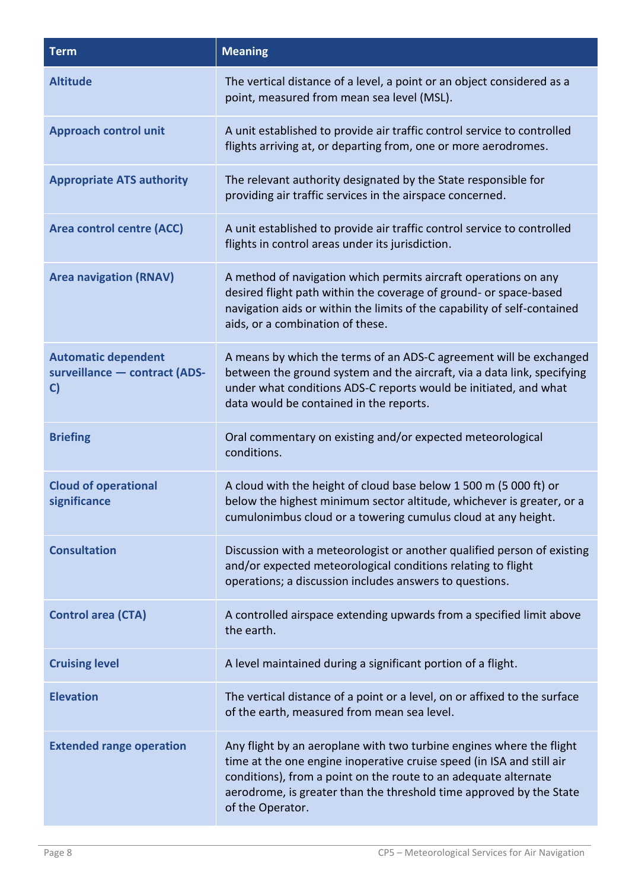| Term | Meaning |
| --- | --- |
| **Altitude** | The vertical distance of a level, a point or an object considered as a point, measured from mean sea level (MSL). |
| **Approach control unit** | A unit established to provide air traffic control service to controlled flights arriving at, or departing from, one or more aerodromes. |
| **Appropriate ATS authority** | The relevant authority designated by the State responsible for providing air traffic services in the airspace concerned. |
| **Area control centre (ACC)** | A unit established to provide air traffic control service to controlled flights in control areas under its jurisdiction. |
| **Area navigation (RNAV)** | A method of navigation which permits aircraft operations on any desired flight path within the coverage of ground- or space-based navigation aids or within the limits of the capability of self-contained aids, or a combination of these. |
| **Automatic dependent surveillance — contract (ADS-C)** | A means by which the terms of an ADS-C agreement will be exchanged between the ground system and the aircraft, via a data link, specifying under what conditions ADS-C reports would be initiated, and what data would be contained in the reports. |
| **Briefing** | Oral commentary on existing and/or expected meteorological conditions. |
| **Cloud of operational significance** | A cloud with the height of cloud base below 1 500 m (5 000 ft) or below the highest minimum sector altitude, whichever is greater, or a cumulonimbus cloud or a towering cumulus cloud at any height. |
| **Consultation** | Discussion with a meteorologist or another qualified person of existing and/or expected meteorological conditions relating to flight operations; a discussion includes answers to questions. |
| **Control area (CTA)** | A controlled airspace extending upwards from a specified limit above the earth. |
| **Cruising level** | A level maintained during a significant portion of a flight. |
| **Elevation** | The vertical distance of a point or a level, on or affixed to the surface of the earth, measured from mean sea level. |
| **Extended range operation** | Any flight by an aeroplane with two turbine engines where the flight time at the one engine inoperative cruise speed (in ISA and still air conditions), from a point on the route to an adequate alternate aerodrome, is greater than the threshold time approved by the State of the Operator. |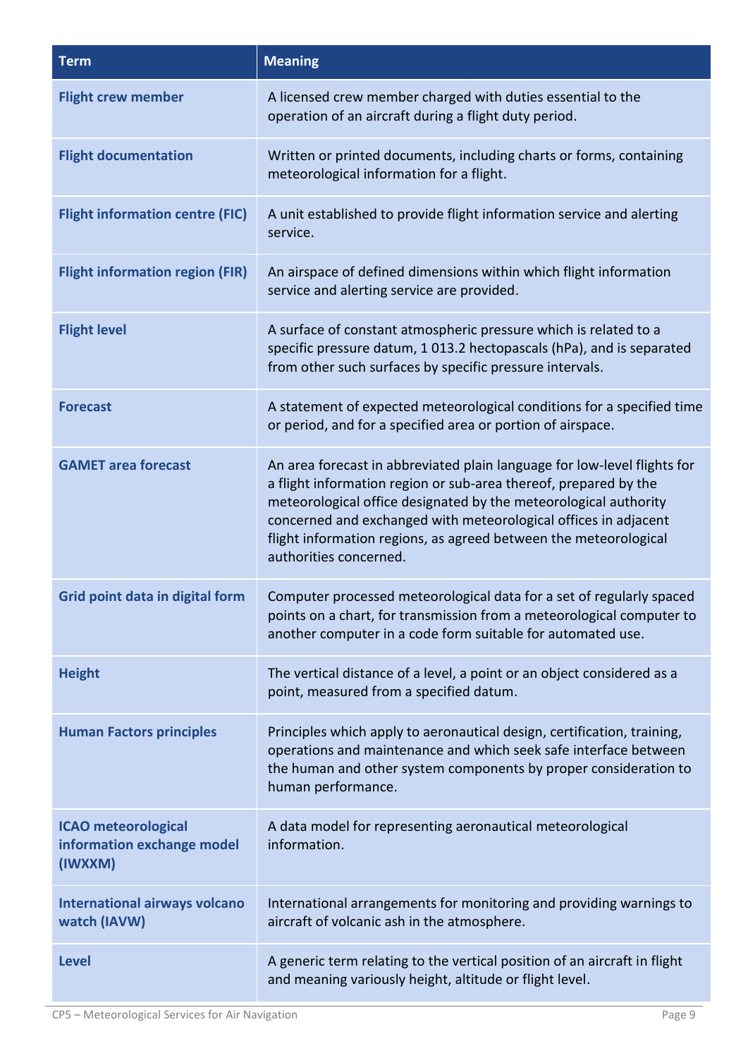| Term | Meaning |
| --- | --- |
| **Flight crew member** | A licensed crew member charged with duties essential to the operation of an aircraft during a flight duty period. |
| **Flight documentation** | Written or printed documents, including charts or forms, containing meteorological information for a flight. |
| **Flight information centre (FIC)** | A unit established to provide flight information service and alerting service. |
| **Flight information region (FIR)** | An airspace of defined dimensions within which flight information service and alerting service are provided. |
| **Flight level** | A surface of constant atmospheric pressure which is related to a specific pressure datum, 1 013.2 hectopascals (hPa), and is separated from other such surfaces by specific pressure intervals. |
| **Forecast** | A statement of expected meteorological conditions for a specified time or period, and for a specified area or portion of airspace. |
| **GAMET area forecast** | An area forecast in abbreviated plain language for low-level flights for a flight information region or sub-area thereof, prepared by the meteorological office designated by the meteorological authority concerned and exchanged with meteorological offices in adjacent flight information regions, as agreed between the meteorological authorities concerned. |
| **Grid point data in digital form** | Computer processed meteorological data for a set of regularly spaced points on a chart, for transmission from a meteorological computer to another computer in a code form suitable for automated use. |
| **Height** | The vertical distance of a level, a point or an object considered as a point, measured from a specified datum. |
| **Human Factors principles** | Principles which apply to aeronautical design, certification, training, operations and maintenance and which seek safe interface between the human and other system components by proper consideration to human performance. |
| **ICAO meteorological information exchange model (IWXXM)** | A data model for representing aeronautical meteorological information. |
| **International airways volcano watch (IAVW)** | International arrangements for monitoring and providing warnings to aircraft of volcanic ash in the atmosphere. |
| **Level** | A generic term relating to the vertical position of an aircraft in flight and meaning variously height, altitude or flight level. |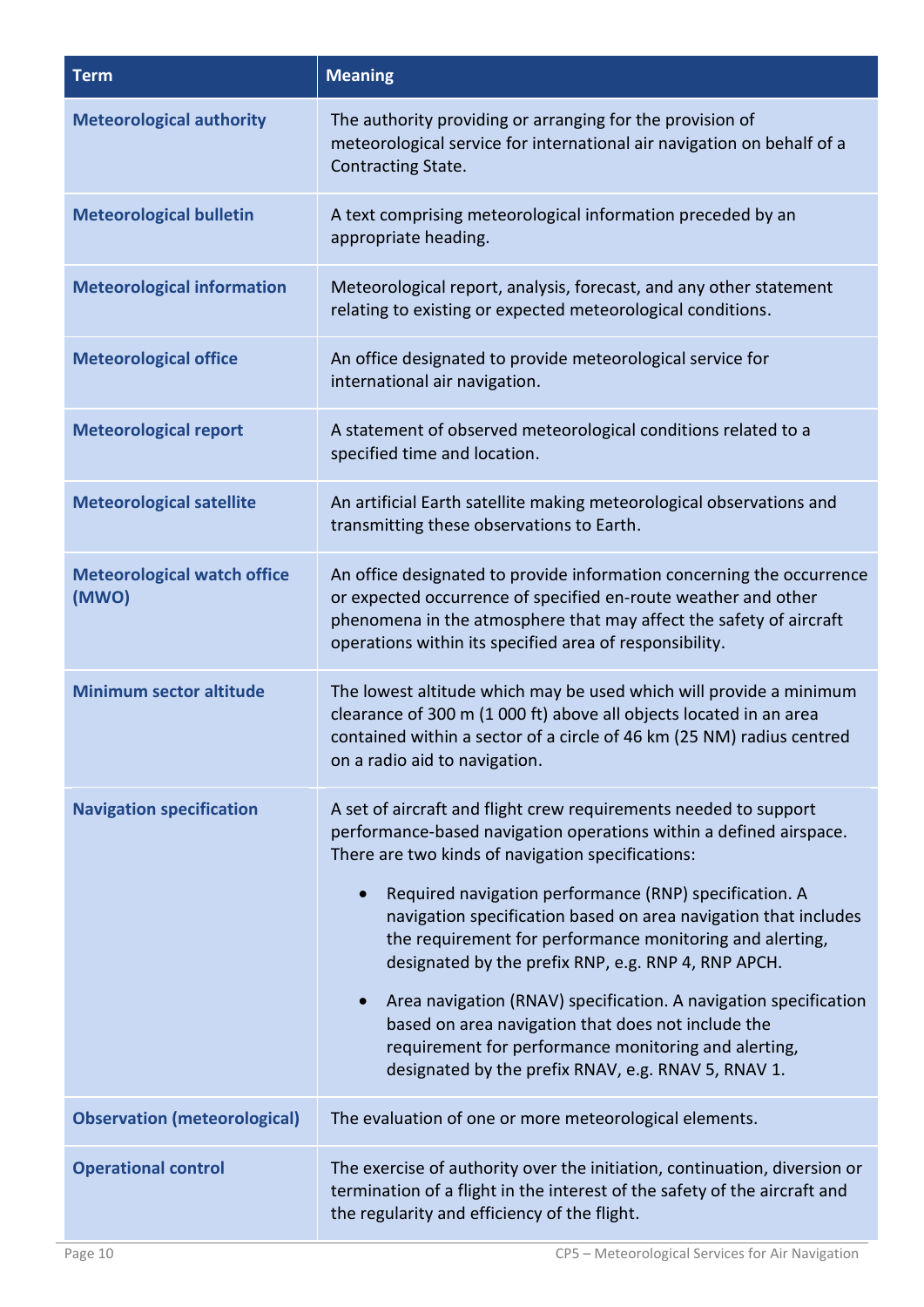| Term | Meaning |
|---|---|
| **Meteorological authority** | The authority providing or arranging for the provision of meteorological service for international air navigation on behalf of a Contracting State. |
| **Meteorological bulletin** | A text comprising meteorological information preceded by an appropriate heading. |
| **Meteorological information** | Meteorological report, analysis, forecast, and any other statement relating to existing or expected meteorological conditions. |
| **Meteorological office** | An office designated to provide meteorological service for international air navigation. |
| **Meteorological report** | A statement of observed meteorological conditions related to a specified time and location. |
| **Meteorological satellite** | An artificial Earth satellite making meteorological observations and transmitting these observations to Earth. |
| **Meteorological watch office (MWO)** | An office designated to provide information concerning the occurrence or expected occurrence of specified en-route weather and other phenomena in the atmosphere that may affect the safety of aircraft operations within its specified area of responsibility. |
| **Minimum sector altitude** | The lowest altitude which may be used which will provide a minimum clearance of 300 m (1 000 ft) above all objects located in an area contained within a sector of a circle of 46 km (25 NM) radius centred on a radio aid to navigation. |
| **Navigation specification** | A set of aircraft and flight crew requirements needed to support performance-based navigation operations within a defined airspace. There are two kinds of navigation specifications: <br>• Required navigation performance (RNP) specification. A navigation specification based on area navigation that includes the requirement for performance monitoring and alerting, designated by the prefix RNP, e.g. RNP 4, RNP APCH. <br>• Area navigation (RNAV) specification. A navigation specification based on area navigation that does not include the requirement for performance monitoring and alerting, designated by the prefix RNAV, e.g. RNAV 5, RNAV 1. |
| **Observation (meteorological)** | The evaluation of one or more meteorological elements. |
| **Operational control** | The exercise of authority over the initiation, continuation, diversion or termination of a flight in the interest of the safety of the aircraft and the regularity and efficiency of the flight. |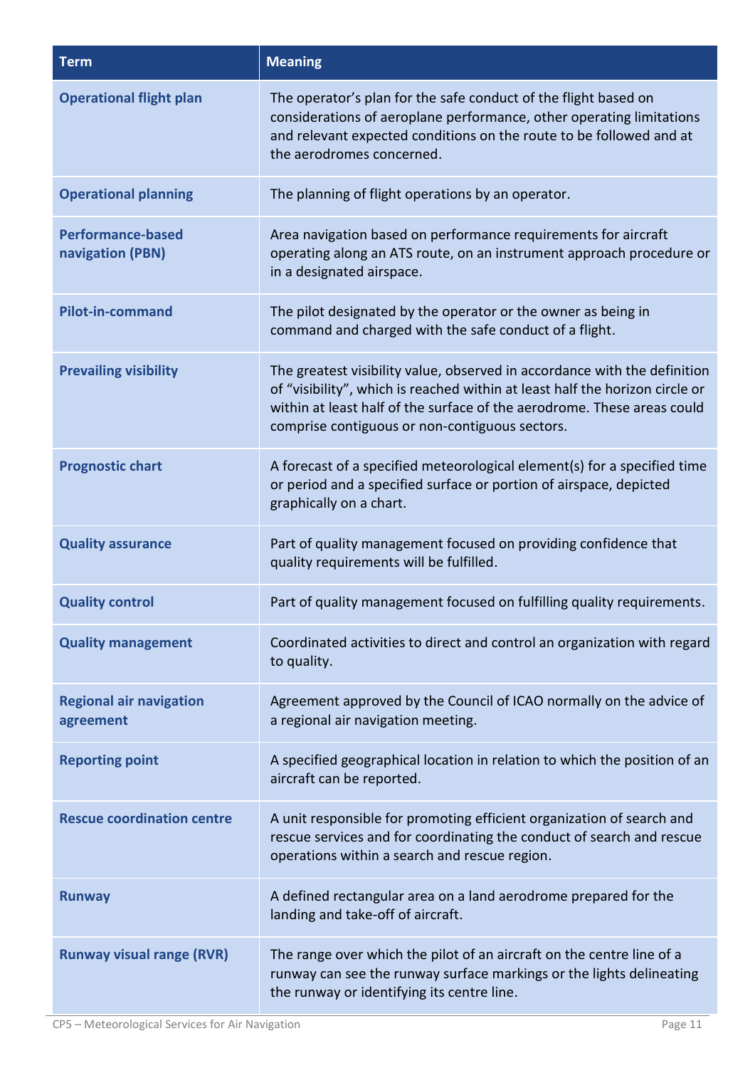| Term | Meaning |
| --- | --- |
| **Operational flight plan** | The operator's plan for the safe conduct of the flight based on considerations of aeroplane performance, other operating limitations and relevant expected conditions on the route to be followed and at the aerodromes concerned. |
| **Operational planning** | The planning of flight operations by an operator. |
| **Performance-based navigation (PBN)** | Area navigation based on performance requirements for aircraft operating along an ATS route, on an instrument approach procedure or in a designated airspace. |
| **Pilot-in-command** | The pilot designated by the operator or the owner as being in command and charged with the safe conduct of a flight. |
| **Prevailing visibility** | The greatest visibility value, observed in accordance with the definition of "visibility", which is reached within at least half the horizon circle or within at least half of the surface of the aerodrome. These areas could comprise contiguous or non-contiguous sectors. |
| **Prognostic chart** | A forecast of a specified meteorological element(s) for a specified time or period and a specified surface or portion of airspace, depicted graphically on a chart. |
| **Quality assurance** | Part of quality management focused on providing confidence that quality requirements will be fulfilled. |
| **Quality control** | Part of quality management focused on fulfilling quality requirements. |
| **Quality management** | Coordinated activities to direct and control an organization with regard to quality. |
| **Regional air navigation agreement** | Agreement approved by the Council of ICAO normally on the advice of a regional air navigation meeting. |
| **Reporting point** | A specified geographical location in relation to which the position of an aircraft can be reported. |
| **Rescue coordination centre** | A unit responsible for promoting efficient organization of search and rescue services and for coordinating the conduct of search and rescue operations within a search and rescue region. |
| **Runway** | A defined rectangular area on a land aerodrome prepared for the landing and take-off of aircraft. |
| **Runway visual range (RVR)** | The range over which the pilot of an aircraft on the centre line of a runway can see the runway surface markings or the lights delineating the runway or identifying its centre line. |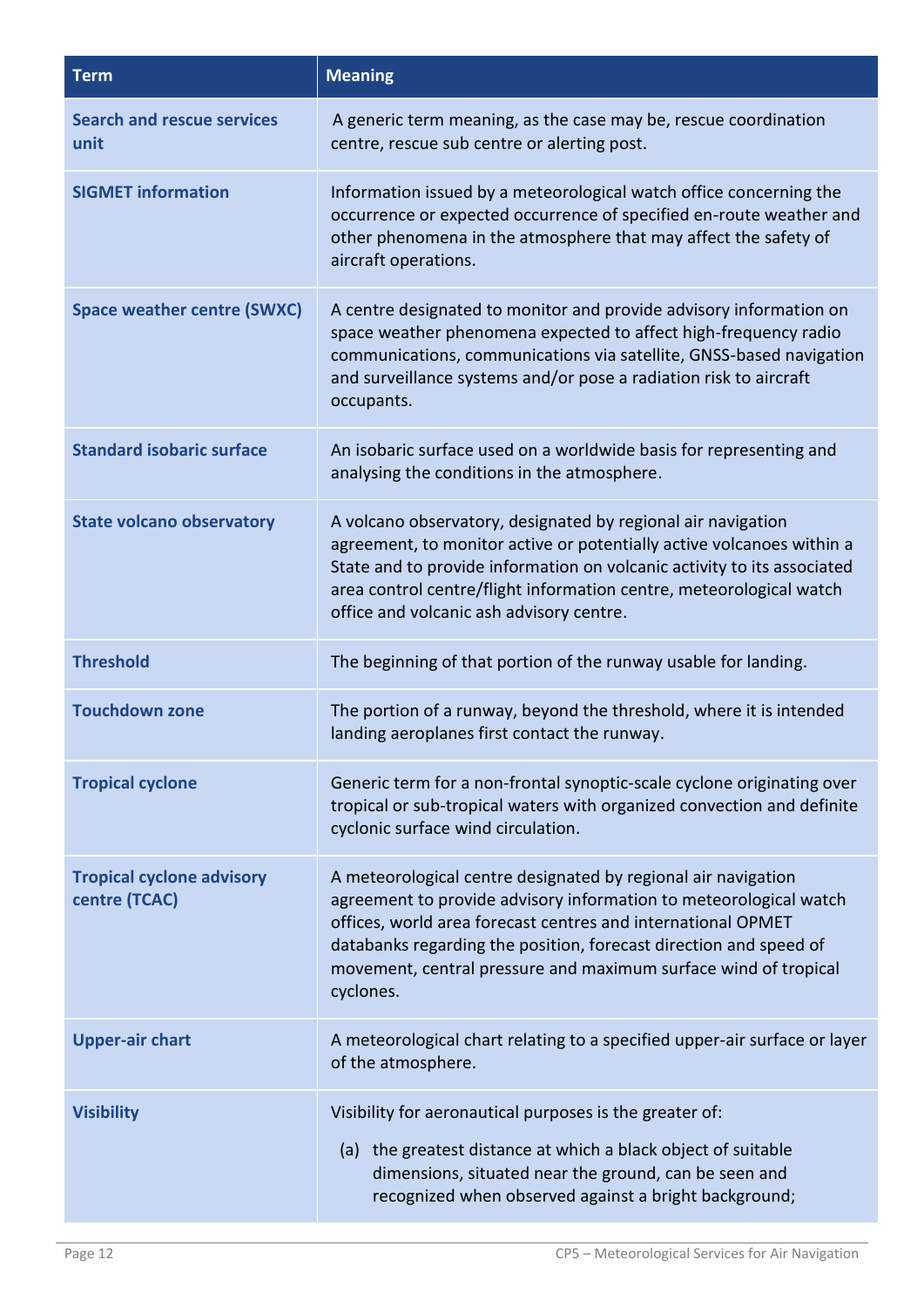| Term | Meaning |
|---|---|
| **Search and rescue services unit** | A generic term meaning, as the case may be, rescue coordination centre, rescue sub centre or alerting post. |
| **SIGMET information** | Information issued by a meteorological watch office concerning the occurrence or expected occurrence of specified en-route weather and other phenomena in the atmosphere that may affect the safety of aircraft operations. |
| **Space weather centre (SWXC)** | A centre designated to monitor and provide advisory information on space weather phenomena expected to affect high-frequency radio communications, communications via satellite, GNSS-based navigation and surveillance systems and/or pose a radiation risk to aircraft occupants. |
| **Standard isobaric surface** | An isobaric surface used on a worldwide basis for representing and analysing the conditions in the atmosphere. |
| **State volcano observatory** | A volcano observatory, designated by regional air navigation agreement, to monitor active or potentially active volcanoes within a State and to provide information on volcanic activity to its associated area control centre/flight information centre, meteorological watch office and volcanic ash advisory centre. |
| **Threshold** | The beginning of that portion of the runway usable for landing. |
| **Touchdown zone** | The portion of a runway, beyond the threshold, where it is intended landing aeroplanes first contact the runway. |
| **Tropical cyclone** | Generic term for a non-frontal synoptic-scale cyclone originating over tropical or sub-tropical waters with organized convection and definite cyclonic surface wind circulation. |
| **Tropical cyclone advisory centre (TCAC)** | A meteorological centre designated by regional air navigation agreement to provide advisory information to meteorological watch offices, world area forecast centres and international OPMET databanks regarding the position, forecast direction and speed of movement, central pressure and maximum surface wind of tropical cyclones. |
| **Upper-air chart** | A meteorological chart relating to a specified upper-air surface or layer of the atmosphere. |
| **Visibility** | Visibility for aeronautical purposes is the greater of: (a) the greatest distance at which a black object of suitable dimensions, situated near the ground, can be seen and recognized when observed against a bright background; |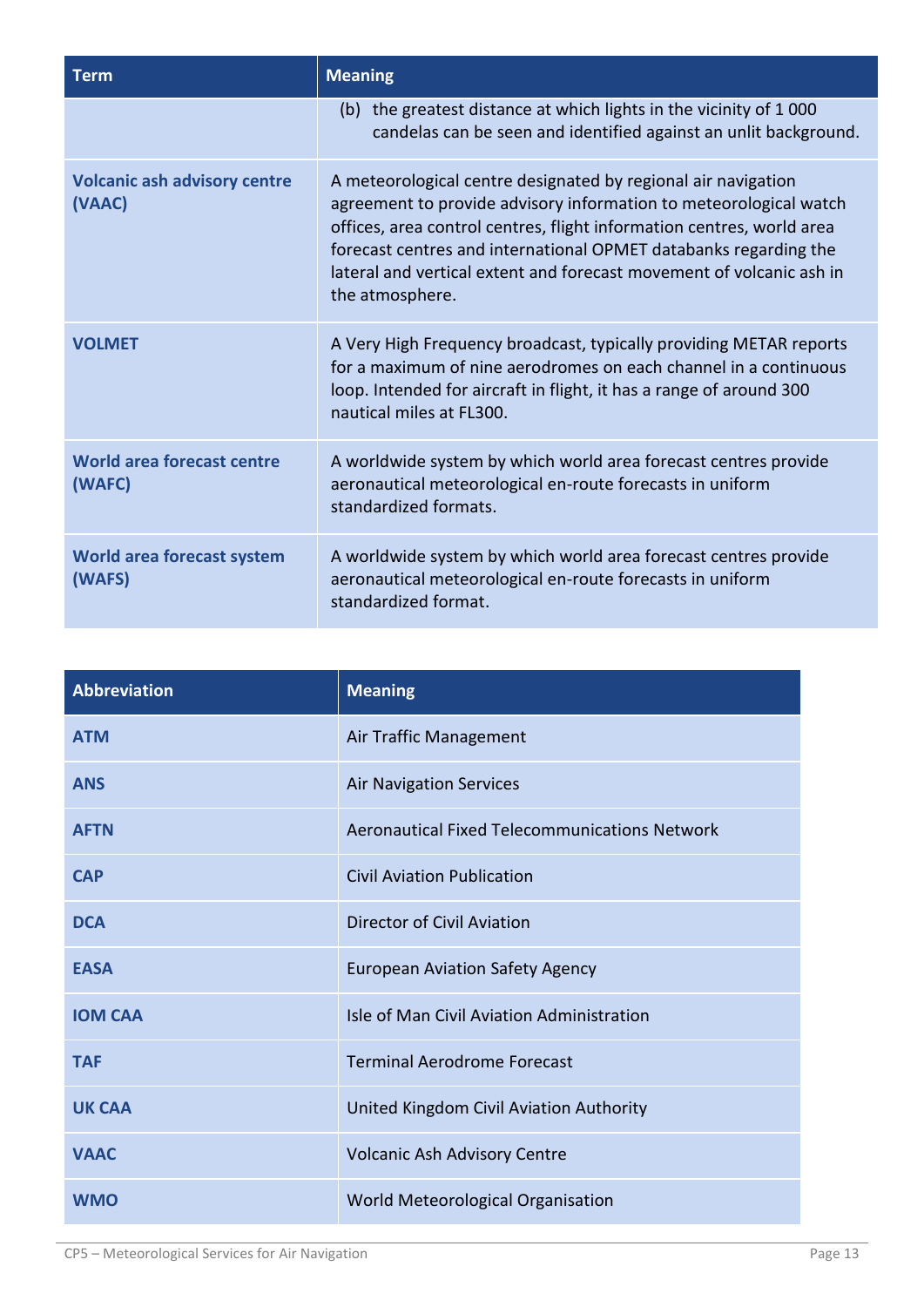| Term | Meaning |
|---|---|
| | (b) the greatest distance at which lights in the vicinity of 1 000 candelas can be seen and identified against an unlit background. |
| **Volcanic ash advisory centre (VAAC)** | A meteorological centre designated by regional air navigation agreement to provide advisory information to meteorological watch offices, area control centres, flight information centres, world area forecast centres and international OPMET databanks regarding the lateral and vertical extent and forecast movement of volcanic ash in the atmosphere. |
| **VOLMET** | A Very High Frequency broadcast, typically providing METAR reports for a maximum of nine aerodromes on each channel in a continuous loop. Intended for aircraft in flight, it has a range of around 300 nautical miles at FL300. |
| **World area forecast centre (WAFC)** | A worldwide system by which world area forecast centres provide aeronautical meteorological en-route forecasts in uniform standardized formats. |
| **World area forecast system (WAFS)** | A worldwide system by which world area forecast centres provide aeronautical meteorological en-route forecasts in uniform standardized format. |

| Abbreviation | Meaning |
|---|---|
| **ATM** | Air Traffic Management |
| **ANS** | Air Navigation Services |
| **AFTN** | Aeronautical Fixed Telecommunications Network |
| **CAP** | Civil Aviation Publication |
| **DCA** | Director of Civil Aviation |
| **EASA** | European Aviation Safety Agency |
| **IOM CAA** | Isle of Man Civil Aviation Administration |
| **TAF** | Terminal Aerodrome Forecast |
| **UK CAA** | United Kingdom Civil Aviation Authority |
| **VAAC** | Volcanic Ash Advisory Centre |
| **WMO** | World Meteorological Organisation |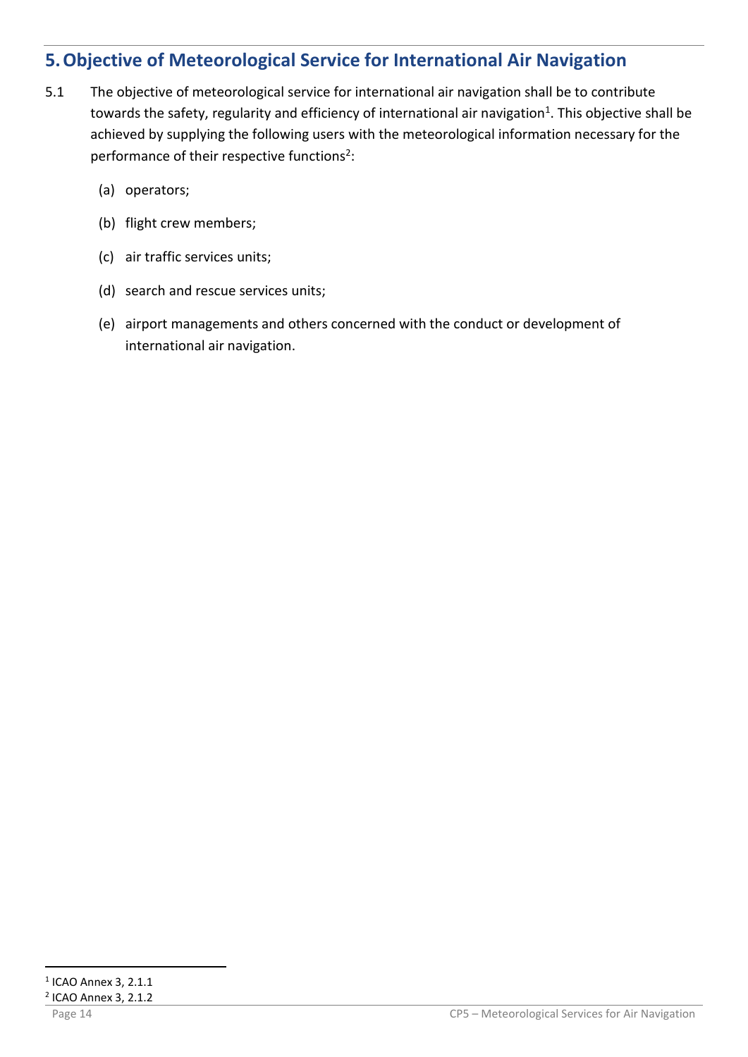## 5. Objective of Meteorological Service for International Air Navigation

5.1 The objective of meteorological service for international air navigation shall be to contribute towards the safety, regularity and efficiency of international air navigation[1]. This objective shall be achieved by supplying the following users with the meteorological information necessary for the performance of their respective functions[2]:

(a) operators;

(b) flight crew members;

(c) air traffic services units;

(d) search and rescue services units;

(e) airport managements and others concerned with the conduct or development of international air navigation.

---

[1] ICAO Annex 3, 2.1.1

[2] ICAO Annex 3, 2.1.2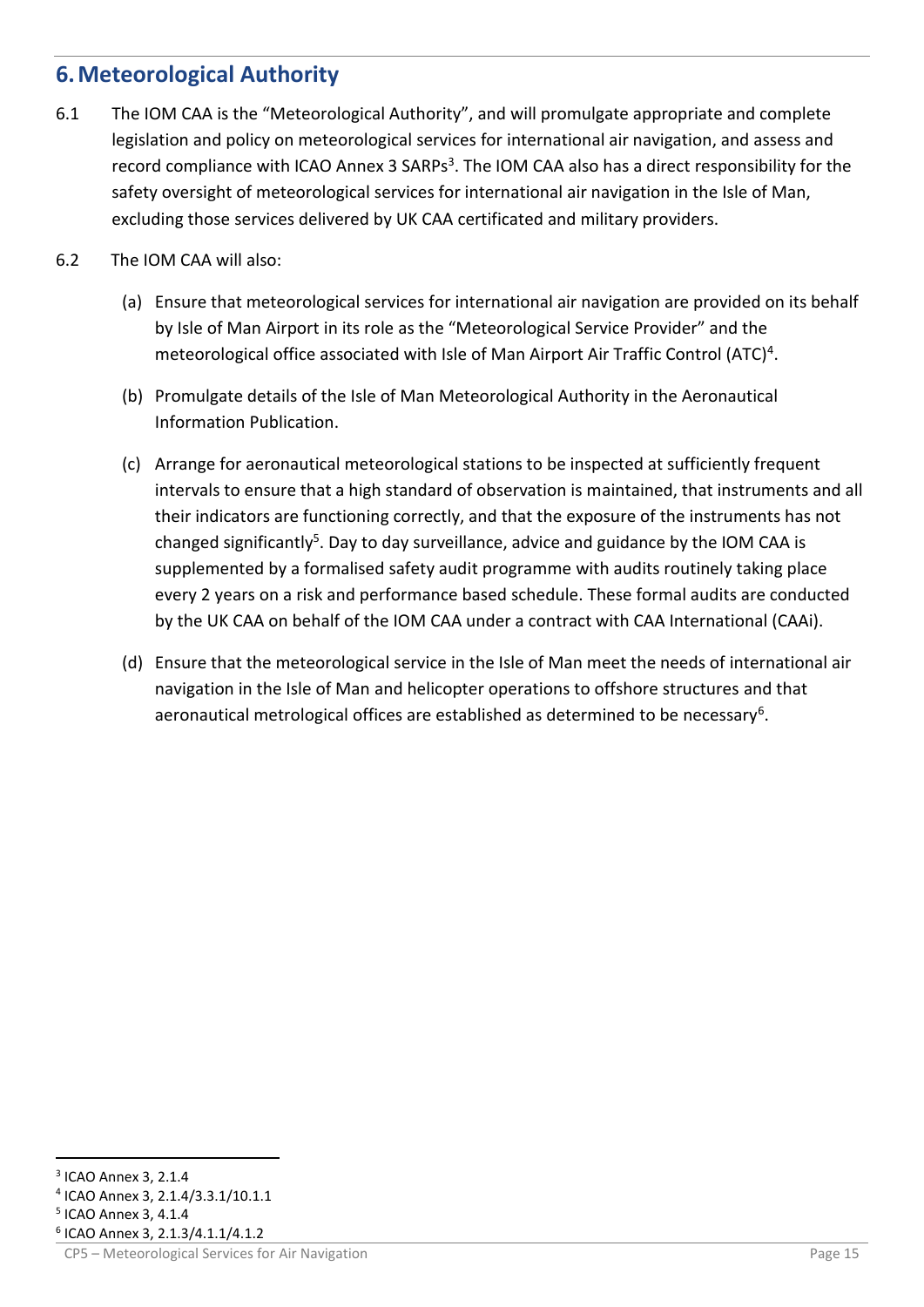## 6. Meteorological Authority

6.1 The IOM CAA is the "Meteorological Authority", and will promulgate appropriate and complete legislation and policy on meteorological services for international air navigation, and assess and record compliance with ICAO Annex 3 SARPs[3]. The IOM CAA also has a direct responsibility for the safety oversight of meteorological services for international air navigation in the Isle of Man, excluding those services delivered by UK CAA certificated and military providers.

6.2 The IOM CAA will also:

(a) Ensure that meteorological services for international air navigation are provided on its behalf by Isle of Man Airport in its role as the "Meteorological Service Provider" and the meteorological office associated with Isle of Man Airport Air Traffic Control (ATC)[4].

(b) Promulgate details of the Isle of Man Meteorological Authority in the Aeronautical Information Publication.

(c) Arrange for aeronautical meteorological stations to be inspected at sufficiently frequent intervals to ensure that a high standard of observation is maintained, that instruments and all their indicators are functioning correctly, and that the exposure of the instruments has not changed significantly[5]. Day to day surveillance, advice and guidance by the IOM CAA is supplemented by a formalised safety audit programme with audits routinely taking place every 2 years on a risk and performance based schedule. These formal audits are conducted by the UK CAA on behalf of the IOM CAA under a contract with CAA International (CAAi).

(d) Ensure that the meteorological service in the Isle of Man meet the needs of international air navigation in the Isle of Man and helicopter operations to offshore structures and that aeronautical metrological offices are established as determined to be necessary[6].

---

[3] ICAO Annex 3, 2.1.4

[4] ICAO Annex 3, 2.1.4/3.3.1/10.1.1

[5] ICAO Annex 3, 4.1.4

[6] ICAO Annex 3, 2.1.3/4.1.1/4.1.2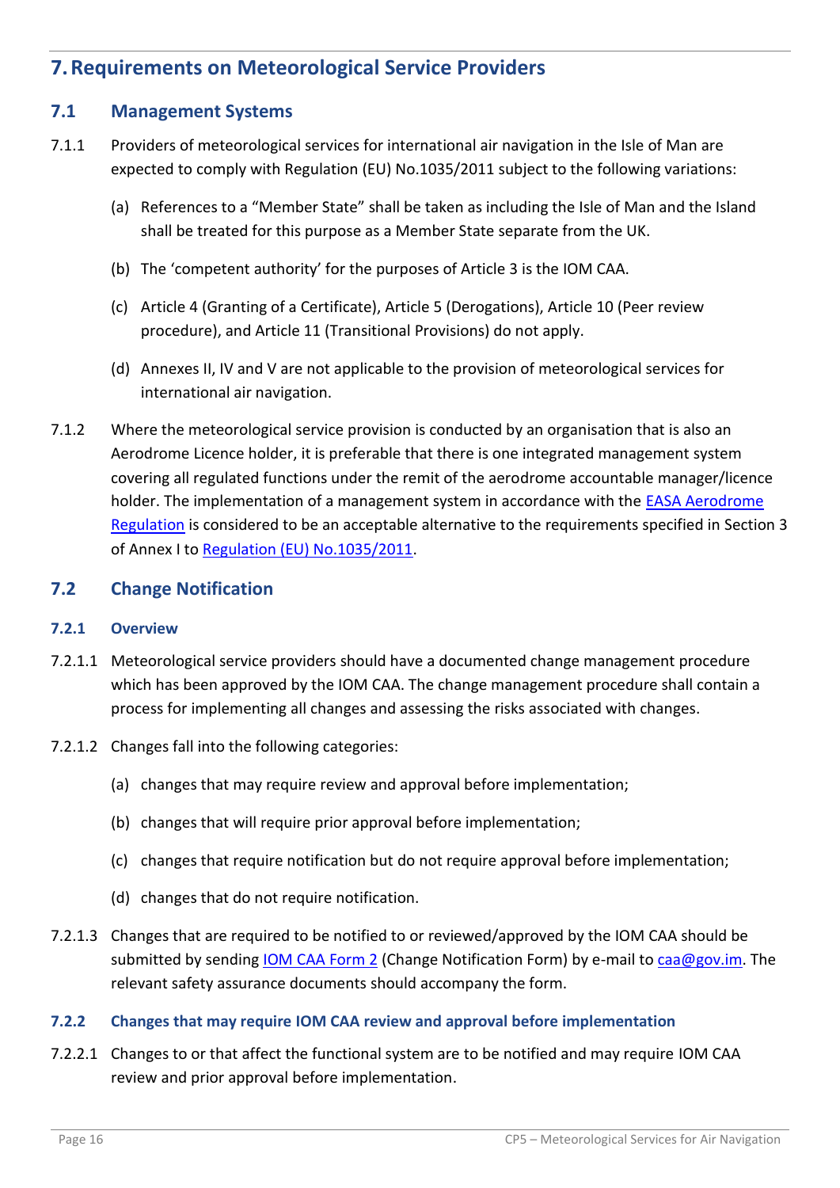# 7. Requirements on Meteorological Service Providers

## 7.1 Management Systems

7.1.1 Providers of meteorological services for international air navigation in the Isle of Man are expected to comply with Regulation (EU) No.1035/2011 subject to the following variations:

(a) References to a "Member State" shall be taken as including the Isle of Man and the Island shall be treated for this purpose as a Member State separate from the UK.

(b) The 'competent authority' for the purposes of Article 3 is the IOM CAA.

(c) Article 4 (Granting of a Certificate), Article 5 (Derogations), Article 10 (Peer review procedure), and Article 11 (Transitional Provisions) do not apply.

(d) Annexes II, IV and V are not applicable to the provision of meteorological services for international air navigation.

7.1.2 Where the meteorological service provision is conducted by an organisation that is also an Aerodrome Licence holder, it is preferable that there is one integrated management system covering all regulated functions under the remit of the aerodrome accountable manager/licence holder. The implementation of a management system in accordance with the EASA Aerodrome Regulation is considered to be an acceptable alternative to the requirements specified in Section 3 of Annex I to Regulation (EU) No.1035/2011.

## 7.2 Change Notification

### 7.2.1 Overview

7.2.1.1 Meteorological service providers should have a documented change management procedure which has been approved by the IOM CAA. The change management procedure shall contain a process for implementing all changes and assessing the risks associated with changes.

7.2.1.2 Changes fall into the following categories:

(a) changes that may require review and approval before implementation;

(b) changes that will require prior approval before implementation;

(c) changes that require notification but do not require approval before implementation;

(d) changes that do not require notification.

7.2.1.3 Changes that are required to be notified to or reviewed/approved by the IOM CAA should be submitted by sending IOM CAA Form 2 (Change Notification Form) by e-mail to caa@gov.im. The relevant safety assurance documents should accompany the form.

### 7.2.2 Changes that may require IOM CAA review and approval before implementation

7.2.2.1 Changes to or that affect the functional system are to be notified and may require IOM CAA review and prior approval before implementation.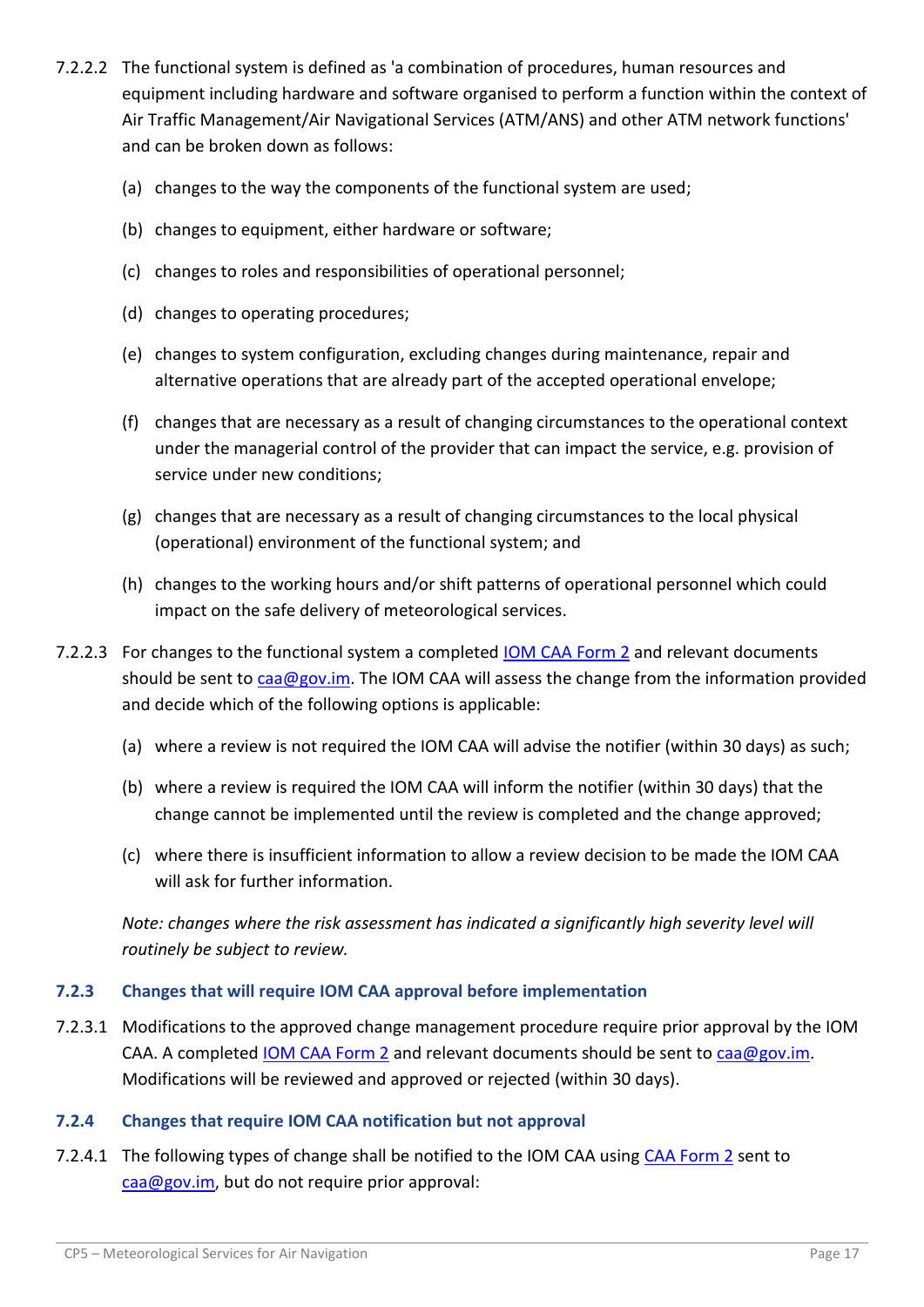7.2.2.2 The functional system is defined as 'a combination of procedures, human resources and equipment including hardware and software organised to perform a function within the context of Air Traffic Management/Air Navigational Services (ATM/ANS) and other ATM network functions' and can be broken down as follows:

(a) changes to the way the components of the functional system are used;

(b) changes to equipment, either hardware or software;

(c) changes to roles and responsibilities of operational personnel;

(d) changes to operating procedures;

(e) changes to system configuration, excluding changes during maintenance, repair and alternative operations that are already part of the accepted operational envelope;

(f) changes that are necessary as a result of changing circumstances to the operational context under the managerial control of the provider that can impact the service, e.g. provision of service under new conditions;

(g) changes that are necessary as a result of changing circumstances to the local physical (operational) environment of the functional system; and

(h) changes to the working hours and/or shift patterns of operational personnel which could impact on the safe delivery of meteorological services.

7.2.2.3 For changes to the functional system a completed [IOM CAA Form 2] and relevant documents should be sent to [caa@gov.im]. The IOM CAA will assess the change from the information provided and decide which of the following options is applicable:

(a) where a review is not required the IOM CAA will advise the notifier (within 30 days) as such;

(b) where a review is required the IOM CAA will inform the notifier (within 30 days) that the change cannot be implemented until the review is completed and the change approved;

(c) where there is insufficient information to allow a review decision to be made the IOM CAA will ask for further information.

*Note: changes where the risk assessment has indicated a significantly high severity level will routinely be subject to review.*

### 7.2.3 Changes that will require IOM CAA approval before implementation

7.2.3.1 Modifications to the approved change management procedure require prior approval by the IOM CAA. A completed [IOM CAA Form 2] and relevant documents should be sent to [caa@gov.im]. Modifications will be reviewed and approved or rejected (within 30 days).

### 7.2.4 Changes that require IOM CAA notification but not approval

7.2.4.1 The following types of change shall be notified to the IOM CAA using [CAA Form 2] sent to [caa@gov.im], but do not require prior approval: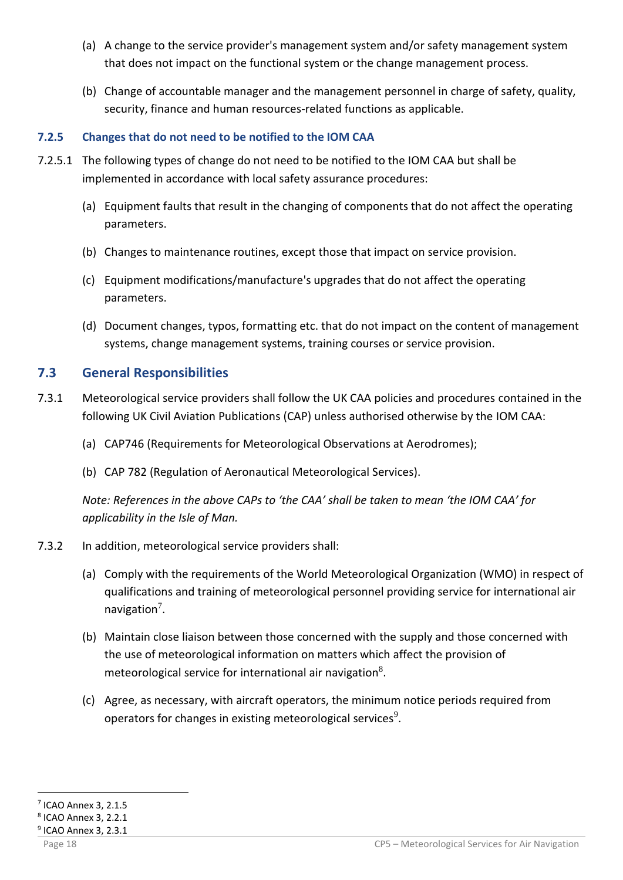(a) A change to the service provider's management system and/or safety management system that does not impact on the functional system or the change management process.

(b) Change of accountable manager and the management personnel in charge of safety, quality, security, finance and human resources-related functions as applicable.

### 7.2.5 Changes that do not need to be notified to the IOM CAA

7.2.5.1 The following types of change do not need to be notified to the IOM CAA but shall be implemented in accordance with local safety assurance procedures:

(a) Equipment faults that result in the changing of components that do not affect the operating parameters.

(b) Changes to maintenance routines, except those that impact on service provision.

(c) Equipment modifications/manufacture's upgrades that do not affect the operating parameters.

(d) Document changes, typos, formatting etc. that do not impact on the content of management systems, change management systems, training courses or service provision.

## 7.3 General Responsibilities

7.3.1 Meteorological service providers shall follow the UK CAA policies and procedures contained in the following UK Civil Aviation Publications (CAP) unless authorised otherwise by the IOM CAA:

(a) CAP746 (Requirements for Meteorological Observations at Aerodromes);

(b) CAP 782 (Regulation of Aeronautical Meteorological Services).

*Note: References in the above CAPs to 'the CAA' shall be taken to mean 'the IOM CAA' for applicability in the Isle of Man.*

7.3.2 In addition, meteorological service providers shall:

(a) Comply with the requirements of the World Meteorological Organization (WMO) in respect of qualifications and training of meteorological personnel providing service for international air navigation[7].

(b) Maintain close liaison between those concerned with the supply and those concerned with the use of meteorological information on matters which affect the provision of meteorological service for international air navigation[8].

(c) Agree, as necessary, with aircraft operators, the minimum notice periods required from operators for changes in existing meteorological services[9].

[7] ICAO Annex 3, 2.1.5
[8] ICAO Annex 3, 2.2.1
[9] ICAO Annex 3, 2.3.1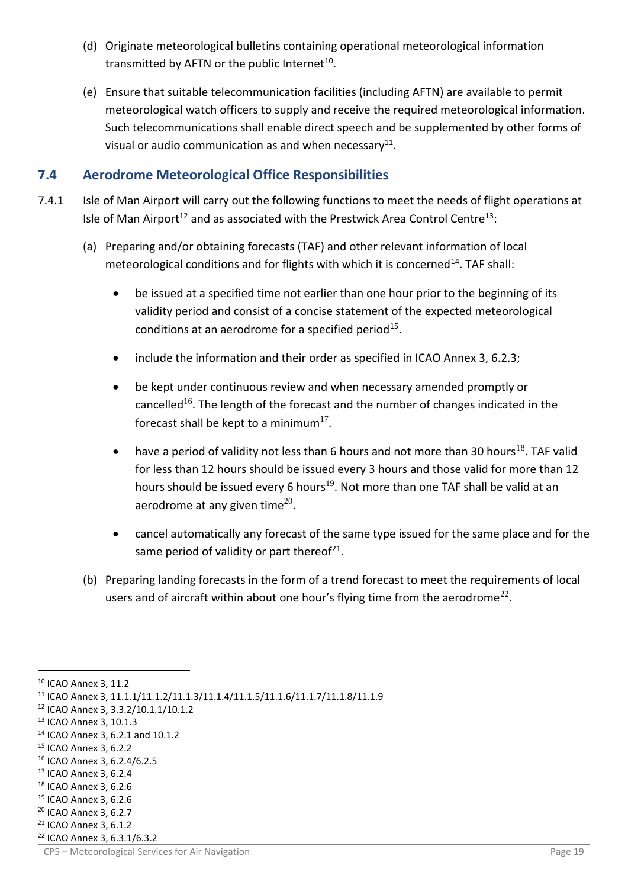(d) Originate meteorological bulletins containing operational meteorological information transmitted by AFTN or the public Internet[10].

(e) Ensure that suitable telecommunication facilities (including AFTN) are available to permit meteorological watch officers to supply and receive the required meteorological information. Such telecommunications shall enable direct speech and be supplemented by other forms of visual or audio communication as and when necessary[11].

## 7.4 Aerodrome Meteorological Office Responsibilities

7.4.1 Isle of Man Airport will carry out the following functions to meet the needs of flight operations at Isle of Man Airport[12] and as associated with the Prestwick Area Control Centre[13]:

(a) Preparing and/or obtaining forecasts (TAF) and other relevant information of local meteorological conditions and for flights with which it is concerned[14]. TAF shall:

- be issued at a specified time not earlier than one hour prior to the beginning of its validity period and consist of a concise statement of the expected meteorological conditions at an aerodrome for a specified period[15].
- include the information and their order as specified in ICAO Annex 3, 6.2.3;
- be kept under continuous review and when necessary amended promptly or cancelled[16]. The length of the forecast and the number of changes indicated in the forecast shall be kept to a minimum[17].
- have a period of validity not less than 6 hours and not more than 30 hours[18]. TAF valid for less than 12 hours should be issued every 3 hours and those valid for more than 12 hours should be issued every 6 hours[19]. Not more than one TAF shall be valid at an aerodrome at any given time[20].
- cancel automatically any forecast of the same type issued for the same place and for the same period of validity or part thereof[21].

(b) Preparing landing forecasts in the form of a trend forecast to meet the requirements of local users and of aircraft within about one hour's flying time from the aerodrome[22].

---

[10] ICAO Annex 3, 11.2
[11] ICAO Annex 3, 11.1.1/11.1.2/11.1.3/11.1.4/11.1.5/11.1.6/11.1.7/11.1.8/11.1.9
[12] ICAO Annex 3, 3.3.2/10.1.1/10.1.2
[13] ICAO Annex 3, 10.1.3
[14] ICAO Annex 3, 6.2.1 and 10.1.2
[15] ICAO Annex 3, 6.2.2
[16] ICAO Annex 3, 6.2.4/6.2.5
[17] ICAO Annex 3, 6.2.4
[18] ICAO Annex 3, 6.2.6
[19] ICAO Annex 3, 6.2.6
[20] ICAO Annex 3, 6.2.7
[21] ICAO Annex 3, 6.1.2
[22] ICAO Annex 3, 6.3.1/6.3.2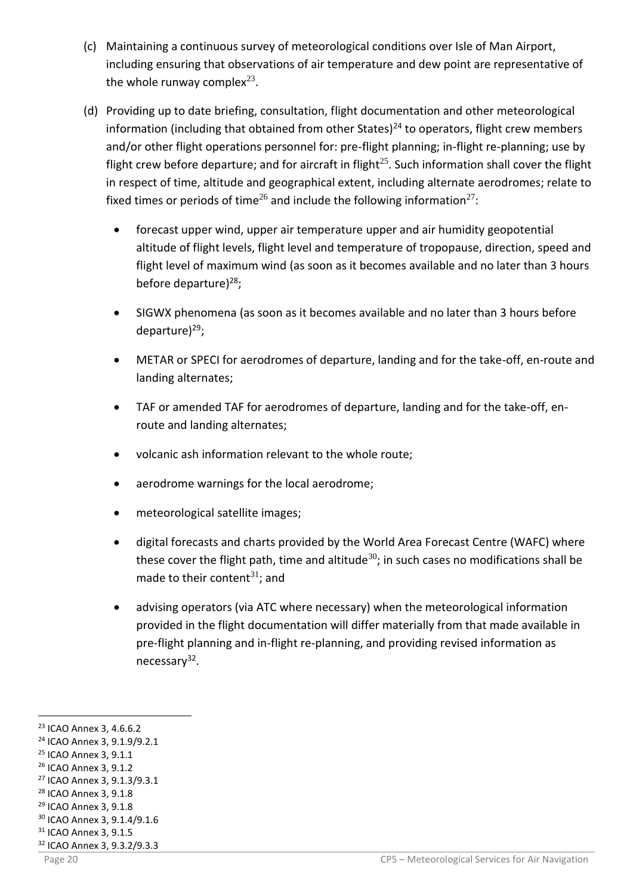(c) Maintaining a continuous survey of meteorological conditions over Isle of Man Airport, including ensuring that observations of air temperature and dew point are representative of the whole runway complex[23].

(d) Providing up to date briefing, consultation, flight documentation and other meteorological information (including that obtained from other States)[24] to operators, flight crew members and/or other flight operations personnel for: pre-flight planning; in-flight re-planning; use by flight crew before departure; and for aircraft in flight[25]. Such information shall cover the flight in respect of time, altitude and geographical extent, including alternate aerodromes; relate to fixed times or periods of time[26] and include the following information[27]:

- forecast upper wind, upper air temperature upper and air humidity geopotential altitude of flight levels, flight level and temperature of tropopause, direction, speed and flight level of maximum wind (as soon as it becomes available and no later than 3 hours before departure)[28];
- SIGWX phenomena (as soon as it becomes available and no later than 3 hours before departure)[29];
- METAR or SPECI for aerodromes of departure, landing and for the take-off, en-route and landing alternates;
- TAF or amended TAF for aerodromes of departure, landing and for the take-off, en-route and landing alternates;
- volcanic ash information relevant to the whole route;
- aerodrome warnings for the local aerodrome;
- meteorological satellite images;
- digital forecasts and charts provided by the World Area Forecast Centre (WAFC) where these cover the flight path, time and altitude[30]; in such cases no modifications shall be made to their content[31]; and
- advising operators (via ATC where necessary) when the meteorological information provided in the flight documentation will differ materially from that made available in pre-flight planning and in-flight re-planning, and providing revised information as necessary[32].

---

[23] ICAO Annex 3, 4.6.6.2
[24] ICAO Annex 3, 9.1.9/9.2.1
[25] ICAO Annex 3, 9.1.1
[26] ICAO Annex 3, 9.1.2
[27] ICAO Annex 3, 9.1.3/9.3.1
[28] ICAO Annex 3, 9.1.8
[29] ICAO Annex 3, 9.1.8
[30] ICAO Annex 3, 9.1.4/9.1.6
[31] ICAO Annex 3, 9.1.5
[32] ICAO Annex 3, 9.3.2/9.3.3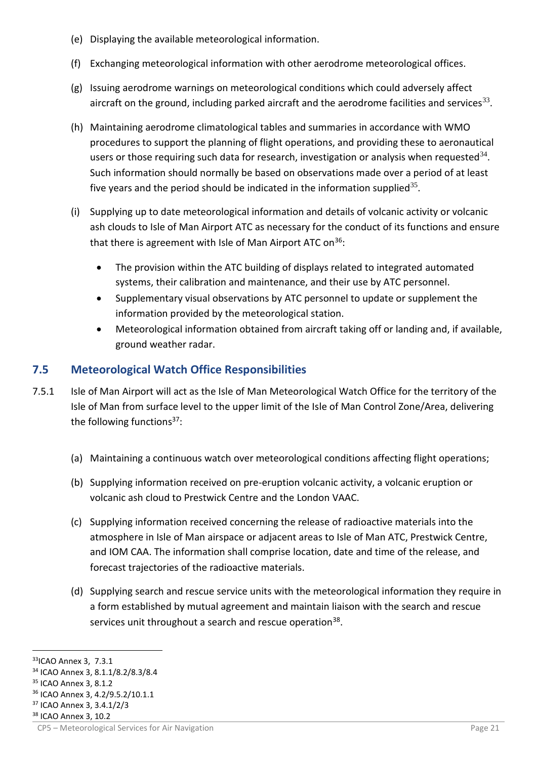(e) Displaying the available meteorological information.

(f) Exchanging meteorological information with other aerodrome meteorological offices.

(g) Issuing aerodrome warnings on meteorological conditions which could adversely affect aircraft on the ground, including parked aircraft and the aerodrome facilities and services[33].

(h) Maintaining aerodrome climatological tables and summaries in accordance with WMO procedures to support the planning of flight operations, and providing these to aeronautical users or those requiring such data for research, investigation or analysis when requested[34]. Such information should normally be based on observations made over a period of at least five years and the period should be indicated in the information supplied[35].

(i) Supplying up to date meteorological information and details of volcanic activity or volcanic ash clouds to Isle of Man Airport ATC as necessary for the conduct of its functions and ensure that there is agreement with Isle of Man Airport ATC on[36]:

- The provision within the ATC building of displays related to integrated automated systems, their calibration and maintenance, and their use by ATC personnel.
- Supplementary visual observations by ATC personnel to update or supplement the information provided by the meteorological station.
- Meteorological information obtained from aircraft taking off or landing and, if available, ground weather radar.

## 7.5 Meteorological Watch Office Responsibilities

7.5.1 Isle of Man Airport will act as the Isle of Man Meteorological Watch Office for the territory of the Isle of Man from surface level to the upper limit of the Isle of Man Control Zone/Area, delivering the following functions[37]:

(a) Maintaining a continuous watch over meteorological conditions affecting flight operations;

(b) Supplying information received on pre-eruption volcanic activity, a volcanic eruption or volcanic ash cloud to Prestwick Centre and the London VAAC.

(c) Supplying information received concerning the release of radioactive materials into the atmosphere in Isle of Man airspace or adjacent areas to Isle of Man ATC, Prestwick Centre, and IOM CAA. The information shall comprise location, date and time of the release, and forecast trajectories of the radioactive materials.

(d) Supplying search and rescue service units with the meteorological information they require in a form established by mutual agreement and maintain liaison with the search and rescue services unit throughout a search and rescue operation[38].

---

[33] ICAO Annex 3, 7.3.1
[34] ICAO Annex 3, 8.1.1/8.2/8.3/8.4
[35] ICAO Annex 3, 8.1.2
[36] ICAO Annex 3, 4.2/9.5.2/10.1.1
[37] ICAO Annex 3, 3.4.1/2/3
[38] ICAO Annex 3, 10.2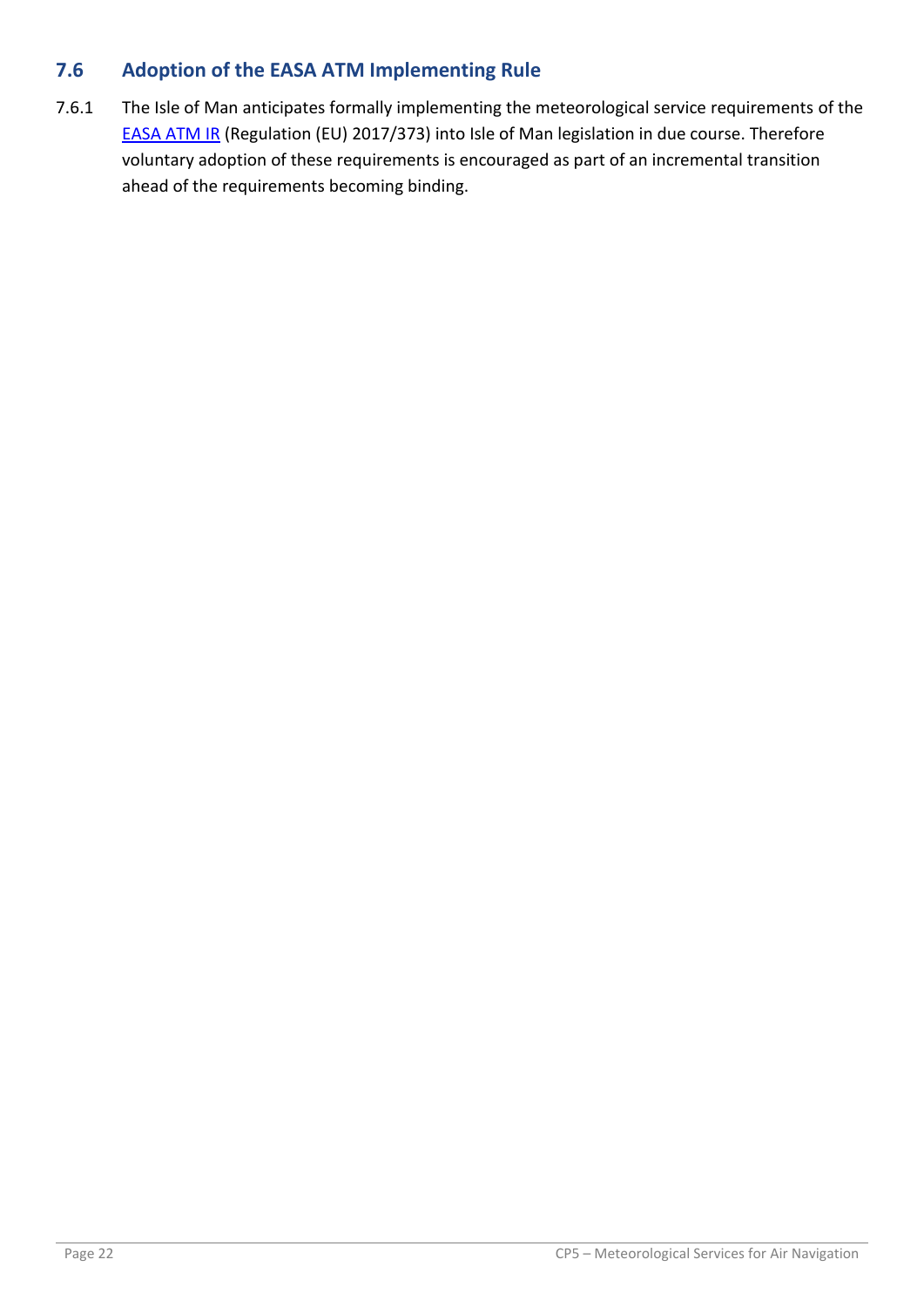## 7.6 Adoption of the EASA ATM Implementing Rule

7.6.1 The Isle of Man anticipates formally implementing the meteorological service requirements of the EASA ATM IR (Regulation (EU) 2017/373) into Isle of Man legislation in due course. Therefore voluntary adoption of these requirements is encouraged as part of an incremental transition ahead of the requirements becoming binding.